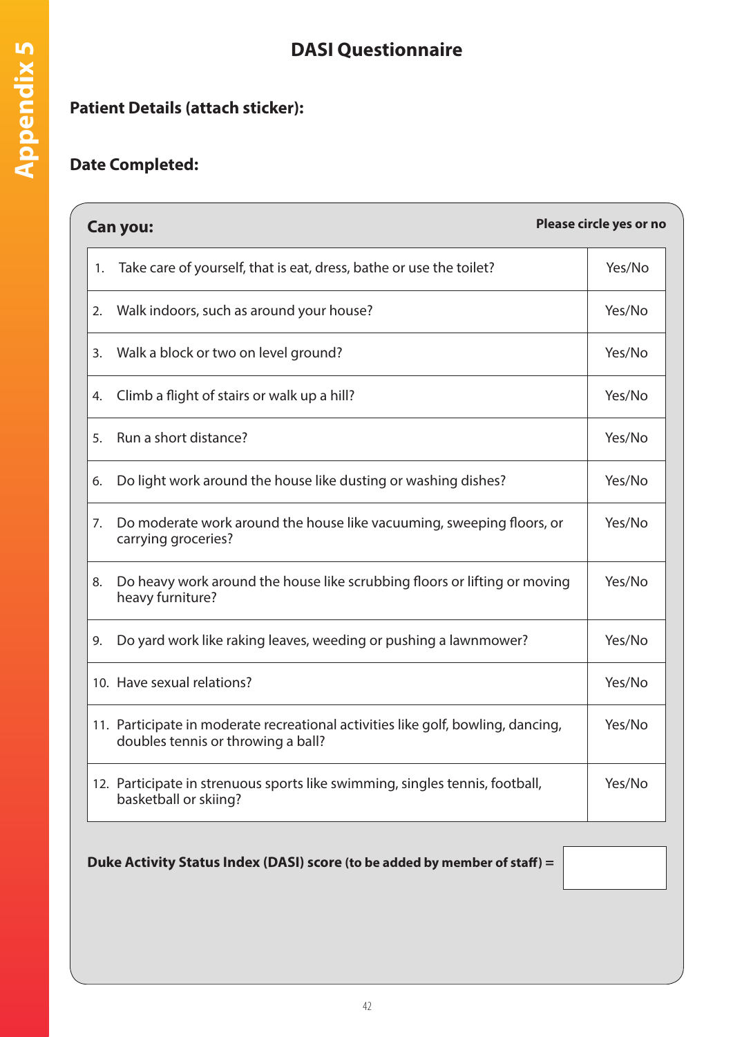# DASI Questionnaire

**Patient Details (attach sticker):**

**Date Completed:**

| **Can you:** | **Please circle yes or no** |
|---|---|
| 1. Take care of yourself, that is eat, dress, bathe or use the toilet? | Yes/No |
| 2. Walk indoors, such as around your house? | Yes/No |
| 3. Walk a block or two on level ground? | Yes/No |
| 4. Climb a flight of stairs or walk up a hill? | Yes/No |
| 5. Run a short distance? | Yes/No |
| 6. Do light work around the house like dusting or washing dishes? | Yes/No |
| 7. Do moderate work around the house like vacuuming, sweeping floors, or carrying groceries? | Yes/No |
| 8. Do heavy work around the house like scrubbing floors or lifting or moving heavy furniture? | Yes/No |
| 9. Do yard work like raking leaves, weeding or pushing a lawnmower? | Yes/No |
| 10. Have sexual relations? | Yes/No |
| 11. Participate in moderate recreational activities like golf, bowling, dancing, doubles tennis or throwing a ball? | Yes/No |
| 12. Participate in strenuous sports like swimming, singles tennis, football, basketball or skiing? | Yes/No |

**Duke Activity Status Index (DASI) score (to be added by member of staff) =**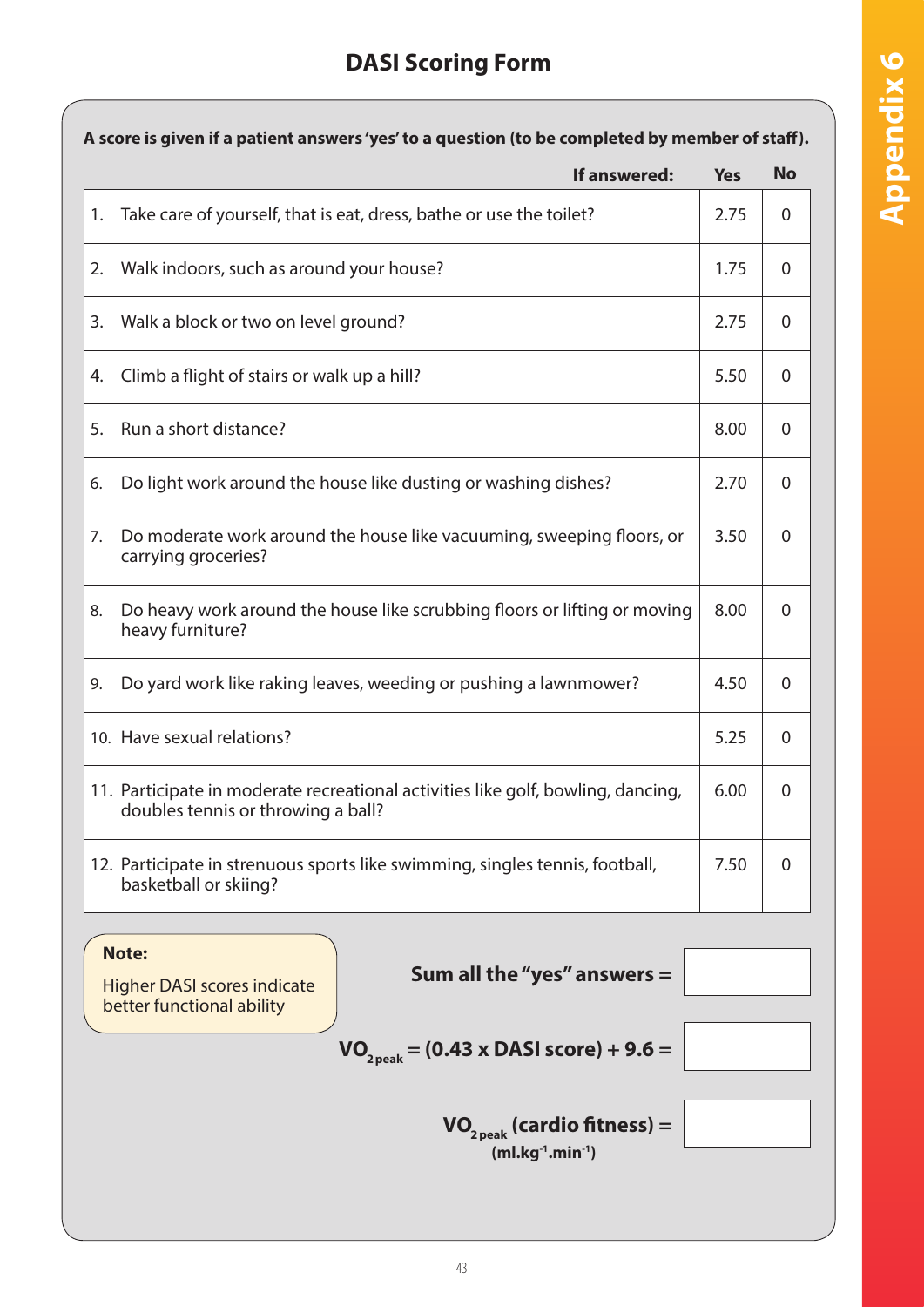## DASI Scoring Form

**A score is given if a patient answers 'yes' to a question (to be completed by member of staff).**

| If answered: | Yes | No |
|---|---|---|
| 1. Take care of yourself, that is eat, dress, bathe or use the toilet? | 2.75 | 0 |
| 2. Walk indoors, such as around your house? | 1.75 | 0 |
| 3. Walk a block or two on level ground? | 2.75 | 0 |
| 4. Climb a flight of stairs or walk up a hill? | 5.50 | 0 |
| 5. Run a short distance? | 8.00 | 0 |
| 6. Do light work around the house like dusting or washing dishes? | 2.70 | 0 |
| 7. Do moderate work around the house like vacuuming, sweeping floors, or carrying groceries? | 3.50 | 0 |
| 8. Do heavy work around the house like scrubbing floors or lifting or moving heavy furniture? | 8.00 | 0 |
| 9. Do yard work like raking leaves, weeding or pushing a lawnmower? | 4.50 | 0 |
| 10. Have sexual relations? | 5.25 | 0 |
| 11. Participate in moderate recreational activities like golf, bowling, dancing, doubles tennis or throwing a ball? | 6.00 | 0 |
| 12. Participate in strenuous sports like swimming, singles tennis, football, basketball or skiing? | 7.50 | 0 |

**Note:**

Higher DASI scores indicate better functional ability

**Sum all the "yes" answers =**

**$VO_{2\,peak}$ = (0.43 x DASI score) + 9.6 =**

**$VO_{2\,peak}$ (cardio fitness) =**
**($ml.kg^{-1}.min^{-1}$)**